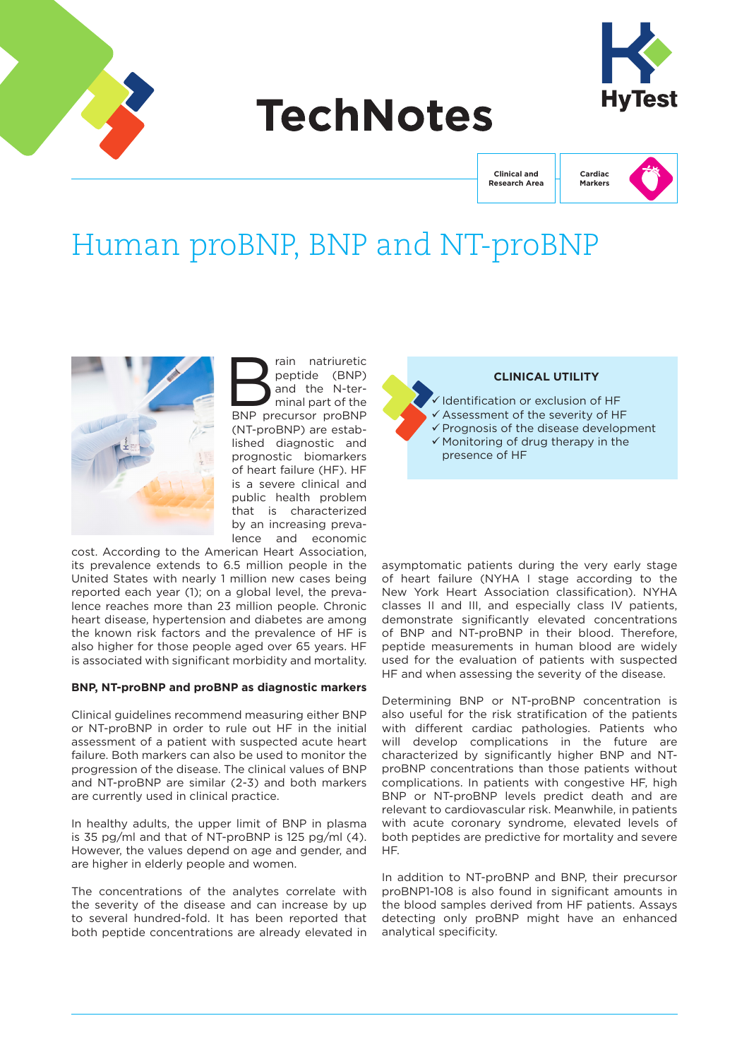# TechNotes

Clinical and Research Area | Cardiac Markers

# Human proBNP, BNP and NT-proBNP

Brain natriuretic peptide (BNP) and the N-terminal part of the BNP precursor proBNP (NT-proBNP) are established diagnostic and prognostic biomarkers of heart failure (HF). HF is a severe clinical and public health problem that is characterized by an increasing prevalence and economic cost. According to the American Heart Association, its prevalence extends to 6.5 million people in the United States with nearly 1 million new cases being reported each year (1); on a global level, the prevalence reaches more than 23 million people. Chronic heart disease, hypertension and diabetes are among the known risk factors and the prevalence of HF is also higher for those people aged over 65 years. HF is associated with significant morbidity and mortality.

**CLINICAL UTILITY**

- ✓ Identification or exclusion of HF
- ✓ Assessment of the severity of HF
- ✓ Prognosis of the disease development
- ✓ Monitoring of drug therapy in the presence of HF

### BNP, NT-proBNP and proBNP as diagnostic markers

Clinical guidelines recommend measuring either BNP or NT-proBNP in order to rule out HF in the initial assessment of a patient with suspected acute heart failure. Both markers can also be used to monitor the progression of the disease. The clinical values of BNP and NT-proBNP are similar (2-3) and both markers are currently used in clinical practice.

In healthy adults, the upper limit of BNP in plasma is 35 pg/ml and that of NT-proBNP is 125 pg/ml (4). However, the values depend on age and gender, and are higher in elderly people and women.

The concentrations of the analytes correlate with the severity of the disease and can increase by up to several hundred-fold. It has been reported that both peptide concentrations are already elevated in asymptomatic patients during the very early stage of heart failure (NYHA I stage according to the New York Heart Association classification). NYHA classes II and III, and especially class IV patients, demonstrate significantly elevated concentrations of BNP and NT-proBNP in their blood. Therefore, peptide measurements in human blood are widely used for the evaluation of patients with suspected HF and when assessing the severity of the disease.

Determining BNP or NT-proBNP concentration is also useful for the risk stratification of the patients with different cardiac pathologies. Patients who will develop complications in the future are characterized by significantly higher BNP and NT-proBNP concentrations than those patients without complications. In patients with congestive HF, high BNP or NT-proBNP levels predict death and are relevant to cardiovascular risk. Meanwhile, in patients with acute coronary syndrome, elevated levels of both peptides are predictive for mortality and severe HF.

In addition to NT-proBNP and BNP, their precursor proBNP1-108 is also found in significant amounts in the blood samples derived from HF patients. Assays detecting only proBNP might have an enhanced analytical specificity.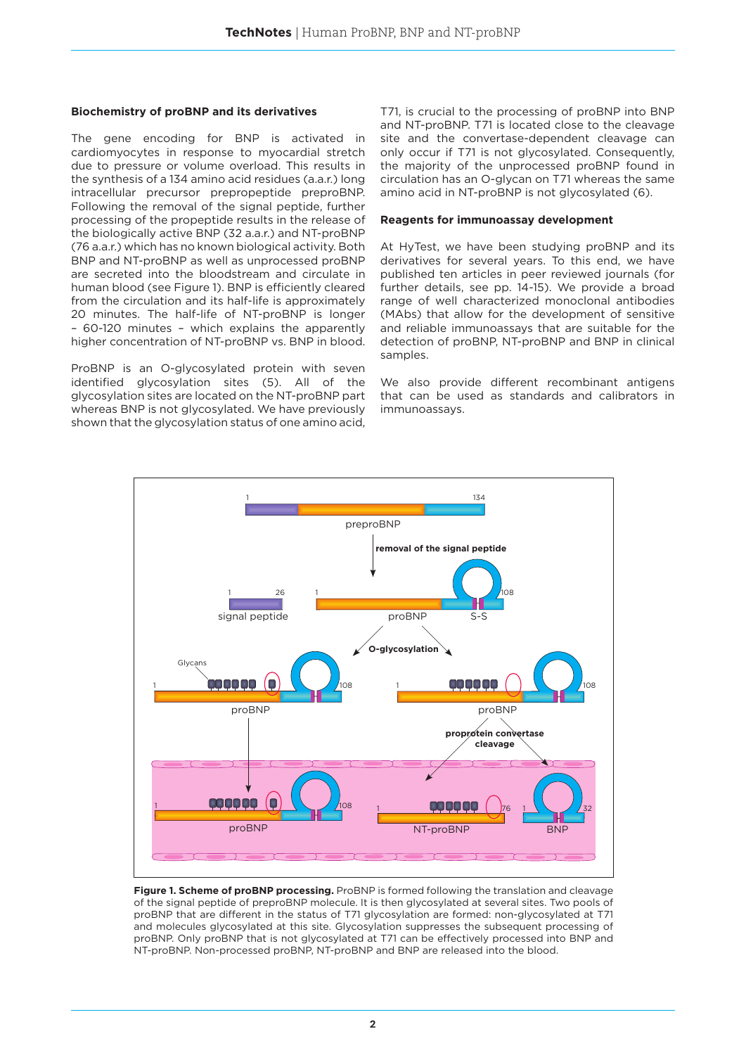## Biochemistry of proBNP and its derivatives

The gene encoding for BNP is activated in cardiomyocytes in response to myocardial stretch due to pressure or volume overload. This results in the synthesis of a 134 amino acid residues (a.a.r.) long intracellular precursor prepropeptide preproBNP. Following the removal of the signal peptide, further processing of the propeptide results in the release of the biologically active BNP (32 a.a.r.) and NT-proBNP (76 a.a.r.) which has no known biological activity. Both BNP and NT-proBNP as well as unprocessed proBNP are secreted into the bloodstream and circulate in human blood (see Figure 1). BNP is efficiently cleared from the circulation and its half-life is approximately 20 minutes. The half-life of NT-proBNP is longer – 60-120 minutes – which explains the apparently higher concentration of NT-proBNP vs. BNP in blood.

ProBNP is an O-glycosylated protein with seven identified glycosylation sites (5). All of the glycosylation sites are located on the NT-proBNP part whereas BNP is not glycosylated. We have previously shown that the glycosylation status of one amino acid, T71, is crucial to the processing of proBNP into BNP and NT-proBNP. T71 is located close to the cleavage site and the convertase-dependent cleavage can only occur if T71 is not glycosylated. Consequently, the majority of the unprocessed proBNP found in circulation has an O-glycan on T71 whereas the same amino acid in NT-proBNP is not glycosylated (6).

## Reagents for immunoassay development

At HyTest, we have been studying proBNP and its derivatives for several years. To this end, we have published ten articles in peer reviewed journals (for further details, see pp. 14-15). We provide a broad range of well characterized monoclonal antibodies (MAbs) that allow for the development of sensitive and reliable immunoassays that are suitable for the detection of proBNP, NT-proBNP and BNP in clinical samples.

We also provide different recombinant antigens that can be used as standards and calibrators in immunoassays.

**Figure 1. Scheme of proBNP processing.** ProBNP is formed following the translation and cleavage of the signal peptide of preproBNP molecule. It is then glycosylated at several sites. Two pools of proBNP that are different in the status of T71 glycosylation are formed: non-glycosylated at T71 and molecules glycosylated at this site. Glycosylation suppresses the subsequent processing of proBNP. Only proBNP that is not glycosylated at T71 can be effectively processed into BNP and NT-proBNP. Non-processed proBNP, NT-proBNP and BNP are released into the blood.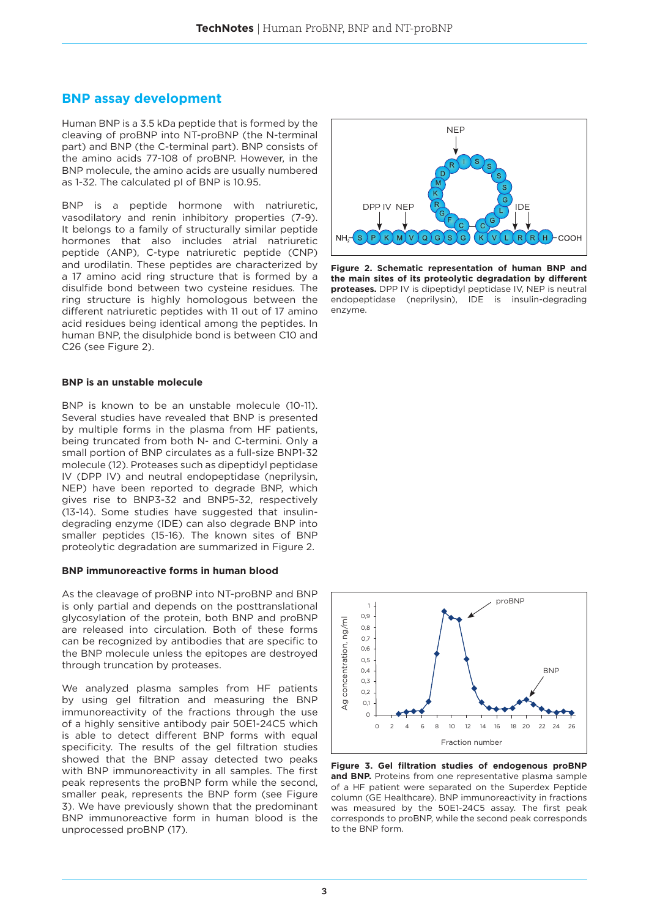## BNP assay development

Human BNP is a 3.5 kDa peptide that is formed by the cleaving of proBNP into NT-proBNP (the N-terminal part) and BNP (the C-terminal part). BNP consists of the amino acids 77-108 of proBNP. However, in the BNP molecule, the amino acids are usually numbered as 1-32. The calculated pI of BNP is 10.95.

BNP is a peptide hormone with natriuretic, vasodilatory and renin inhibitory properties (7-9). It belongs to a family of structurally similar peptide hormones that also includes atrial natriuretic peptide (ANP), C-type natriuretic peptide (CNP) and urodilatin. These peptides are characterized by a 17 amino acid ring structure that is formed by a disulfide bond between two cysteine residues. The ring structure is highly homologous between the different natriuretic peptides with 11 out of 17 amino acid residues being identical among the peptides. In human BNP, the disulphide bond is between C10 and C26 (see Figure 2).

**Figure 2. Schematic representation of human BNP and the main sites of its proteolytic degradation by different proteases.** DPP IV is dipeptidyl peptidase IV, NEP is neutral endopeptidase (neprilysin), IDE is insulin-degrading enzyme.

#### BNP is an unstable molecule

BNP is known to be an unstable molecule (10-11). Several studies have revealed that BNP is presented by multiple forms in the plasma from HF patients, being truncated from both N- and C-termini. Only a small portion of BNP circulates as a full-size BNP1-32 molecule (12). Proteases such as dipeptidyl peptidase IV (DPP IV) and neutral endopeptidase (neprilysin, NEP) have been reported to degrade BNP, which gives rise to BNP3-32 and BNP5-32, respectively (13-14). Some studies have suggested that insulin-degrading enzyme (IDE) can also degrade BNP into smaller peptides (15-16). The known sites of BNP proteolytic degradation are summarized in Figure 2.

#### BNP immunoreactive forms in human blood

As the cleavage of proBNP into NT-proBNP and BNP is only partial and depends on the posttranslational glycosylation of the protein, both BNP and proBNP are released into circulation. Both of these forms can be recognized by antibodies that are specific to the BNP molecule unless the epitopes are destroyed through truncation by proteases.

We analyzed plasma samples from HF patients by using gel filtration and measuring the BNP immunoreactivity of the fractions through the use of a highly sensitive antibody pair 50E1-24C5 which is able to detect different BNP forms with equal specificity. The results of the gel filtration studies showed that the BNP assay detected two peaks with BNP immunoreactivity in all samples. The first peak represents the proBNP form while the second, smaller peak, represents the BNP form (see Figure 3). We have previously shown that the predominant BNP immunoreactive form in human blood is the unprocessed proBNP (17).

**Figure 3. Gel filtration studies of endogenous proBNP and BNP.** Proteins from one representative plasma sample of a HF patient were separated on the Superdex Peptide column (GE Healthcare). BNP immunoreactivity in fractions was measured by the 50E1-24C5 assay. The first peak corresponds to proBNP, while the second peak corresponds to the BNP form.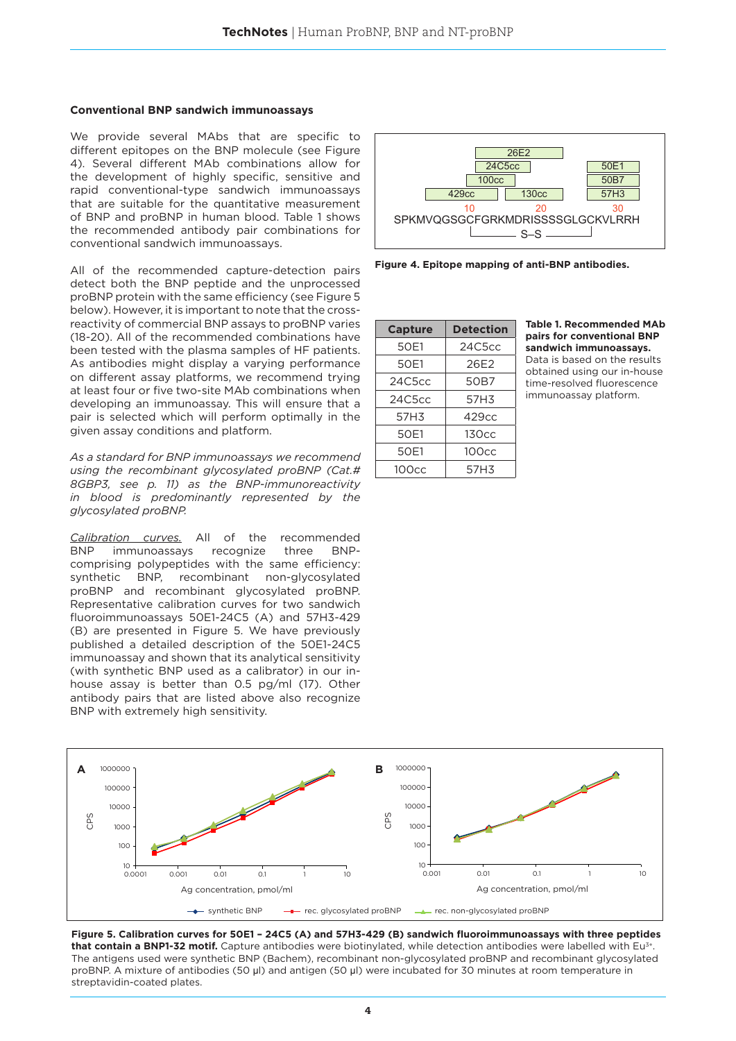### Conventional BNP sandwich immunoassays

We provide several MAbs that are specific to different epitopes on the BNP molecule (see Figure 4). Several different MAb combinations allow for the development of highly specific, sensitive and rapid conventional-type sandwich immunoassays that are suitable for the quantitative measurement of BNP and proBNP in human blood. Table 1 shows the recommended antibody pair combinations for conventional sandwich immunoassays.

All of the recommended capture-detection pairs detect both the BNP peptide and the unprocessed proBNP protein with the same efficiency (see Figure 5 below). However, it is important to note that the cross-reactivity of commercial BNP assays to proBNP varies (18-20). All of the recommended combinations have been tested with the plasma samples of HF patients. As antibodies might display a varying performance on different assay platforms, we recommend trying at least four or five two-site MAb combinations when developing an immunoassay. This will ensure that a pair is selected which will perform optimally in the given assay conditions and platform.

*As a standard for BNP immunoassays we recommend using the recombinant glycosylated proBNP (Cat.# 8GBP3, see p. 11) as the BNP-immunoreactivity in blood is predominantly represented by the glycosylated proBNP.*

Calibration curves. All of the recommended BNP immunoassays recognize three BNP-comprising polypeptides with the same efficiency: synthetic BNP, recombinant non-glycosylated proBNP and recombinant glycosylated proBNP. Representative calibration curves for two sandwich fluoroimmunoassays 50E1-24C5 (A) and 57H3-429 (B) are presented in Figure 5. We have previously published a detailed description of the 50E1-24C5 immunoassay and shown that its analytical sensitivity (with synthetic BNP used as a calibrator) in our in-house assay is better than 0.5 pg/ml (17). Other antibody pairs that are listed above also recognize BNP with extremely high sensitivity.

**Figure 4. Epitope mapping of anti-BNP antibodies.**

| Capture | Detection |
|---|---|
| 50E1 | 24C5cc |
| 50E1 | 26E2 |
| 24C5cc | 50B7 |
| 24C5cc | 57H3 |
| 57H3 | 429cc |
| 50E1 | 130cc |
| 50E1 | 100cc |
| 100cc | 57H3 |

**Table 1. Recommended MAb pairs for conventional BNP sandwich immunoassays.** Data is based on the results obtained using our in-house time-resolved fluorescence immunoassay platform.

**Figure 5. Calibration curves for 50E1 – 24C5 (A) and 57H3-429 (B) sandwich fluoroimmunoassays with three peptides that contain a BNP1-32 motif.** Capture antibodies were biotinylated, while detection antibodies were labelled with $Eu^{3+}$. The antigens used were synthetic BNP (Bachem), recombinant non-glycosylated proBNP and recombinant glycosylated proBNP. A mixture of antibodies (50 µl) and antigen (50 µl) were incubated for 30 minutes at room temperature in streptavidin-coated plates.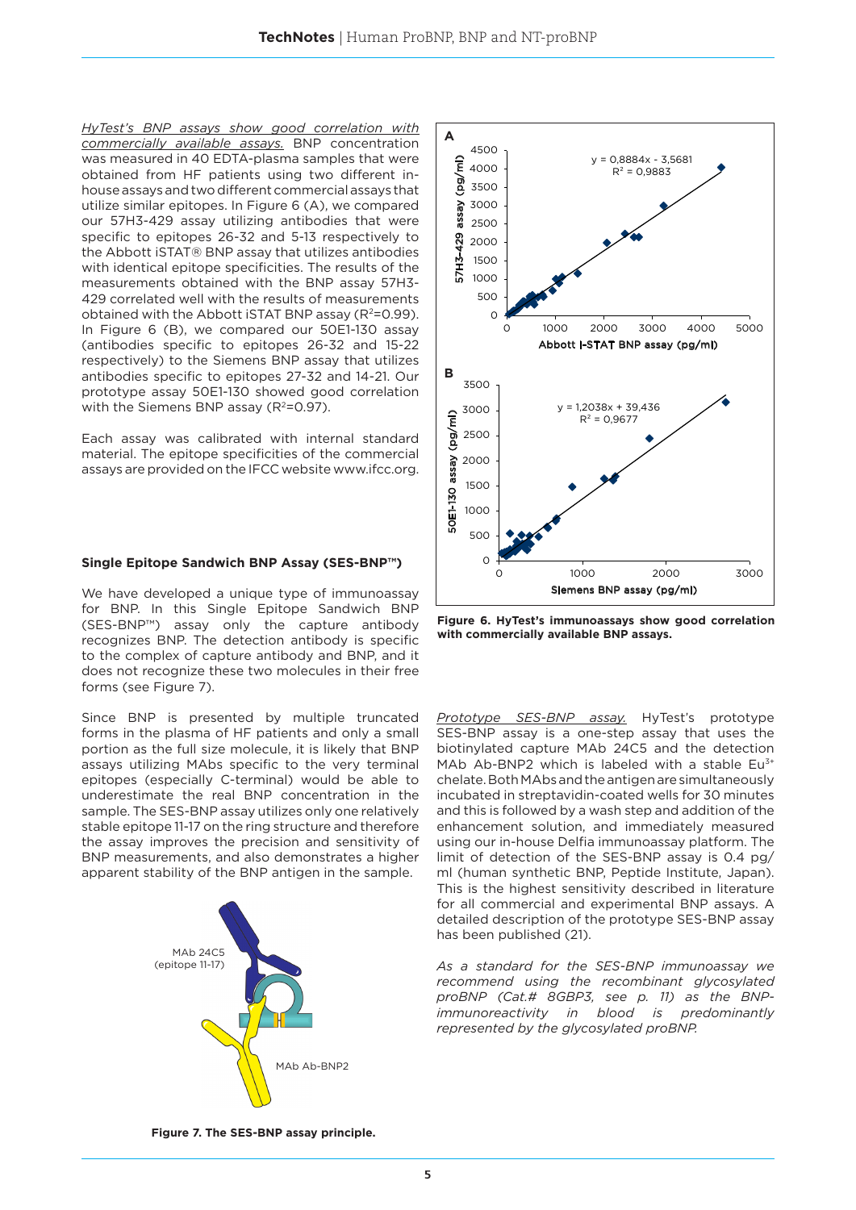*HyTest's BNP assays show good correlation with commercially available assays.* BNP concentration was measured in 40 EDTA-plasma samples that were obtained from HF patients using two different in-house assays and two different commercial assays that utilize similar epitopes. In Figure 6 (A), we compared our 57H3-429 assay utilizing antibodies that were specific to epitopes 26-32 and 5-13 respectively to the Abbott iSTAT® BNP assay that utilizes antibodies with identical epitope specificities. The results of the measurements obtained with the BNP assay 57H3-429 correlated well with the results of measurements obtained with the Abbott iSTAT BNP assay ($R^2$=0.99). In Figure 6 (B), we compared our 50E1-130 assay (antibodies specific to epitopes 26-32 and 15-22 respectively) to the Siemens BNP assay that utilizes antibodies specific to epitopes 27-32 and 14-21. Our prototype assay 50E1-130 showed good correlation with the Siemens BNP assay ($R^2$=0.97).

Each assay was calibrated with internal standard material. The epitope specificities of the commercial assays are provided on the IFCC website www.ifcc.org.

**Figure 6. HyTest's immunoassays show good correlation with commercially available BNP assays.**

### Single Epitope Sandwich BNP Assay (SES-BNP™)

We have developed a unique type of immunoassay for BNP. In this Single Epitope Sandwich BNP (SES-BNP™) assay only the capture antibody recognizes BNP. The detection antibody is specific to the complex of capture antibody and BNP, and it does not recognize these two molecules in their free forms (see Figure 7).

Since BNP is presented by multiple truncated forms in the plasma of HF patients and only a small portion as the full size molecule, it is likely that BNP assays utilizing MAbs specific to the very terminal epitopes (especially C-terminal) would be able to underestimate the real BNP concentration in the sample. The SES-BNP assay utilizes only one relatively stable epitope 11-17 on the ring structure and therefore the assay improves the precision and sensitivity of BNP measurements, and also demonstrates a higher apparent stability of the BNP antigen in the sample.

**Figure 7. The SES-BNP assay principle.**

*Prototype SES-BNP assay.* HyTest's prototype SES-BNP assay is a one-step assay that uses the biotinylated capture MAb 24C5 and the detection MAb Ab-BNP2 which is labeled with a stable $Eu^{3+}$ chelate. Both MAbs and the antigen are simultaneously incubated in streptavidin-coated wells for 30 minutes and this is followed by a wash step and addition of the enhancement solution, and immediately measured using our in-house Delfia immunoassay platform. The limit of detection of the SES-BNP assay is 0.4 pg/ml (human synthetic BNP, Peptide Institute, Japan). This is the highest sensitivity described in literature for all commercial and experimental BNP assays. A detailed description of the prototype SES-BNP assay has been published (21).

*As a standard for the SES-BNP immunoassay we recommend using the recombinant glycosylated proBNP (Cat.# 8GBP3, see p. 11) as the BNP-immunoreactivity in blood is predominantly represented by the glycosylated proBNP.*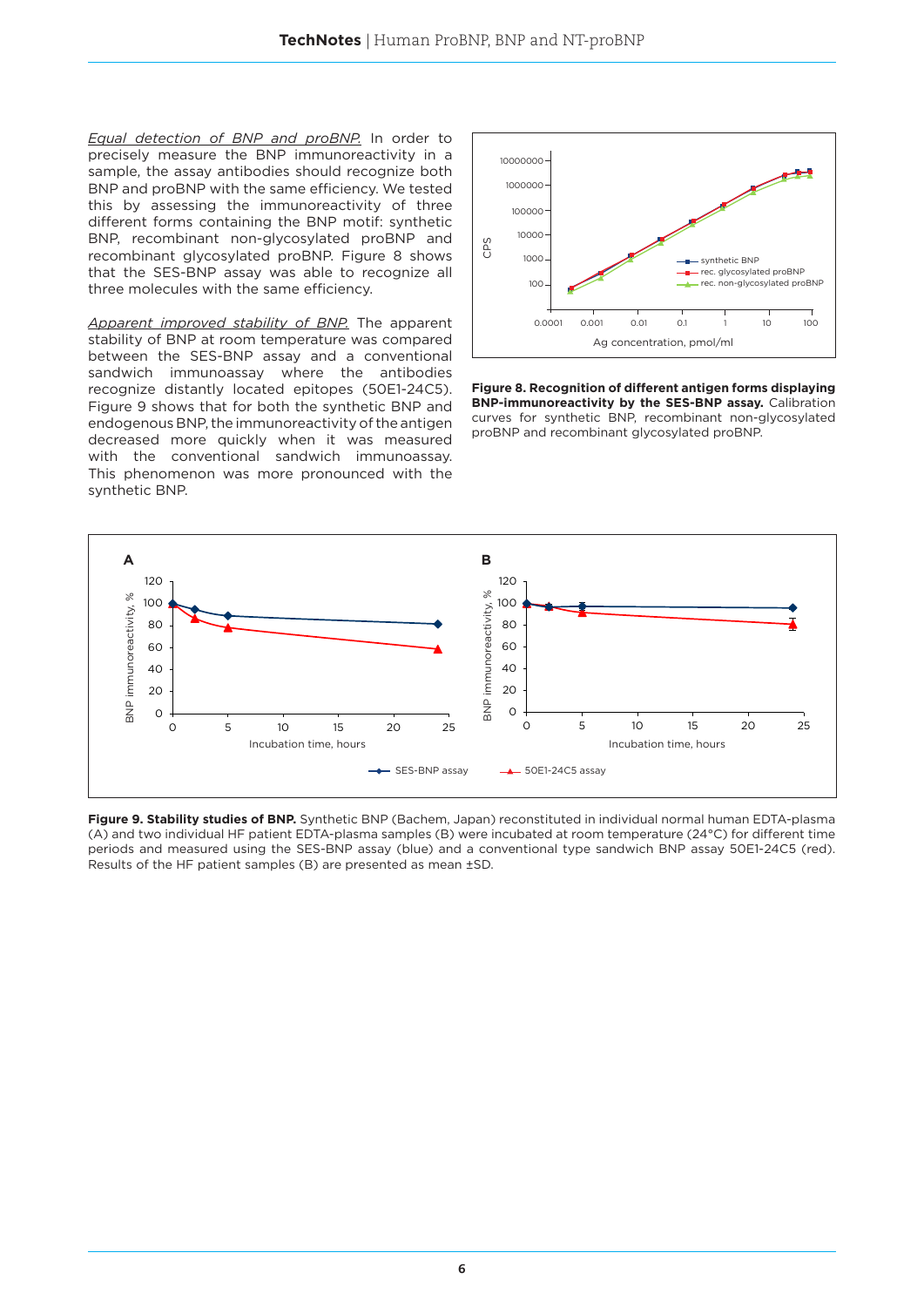*Equal detection of BNP and proBNP.* In order to precisely measure the BNP immunoreactivity in a sample, the assay antibodies should recognize both BNP and proBNP with the same efficiency. We tested this by assessing the immunoreactivity of three different forms containing the BNP motif: synthetic BNP, recombinant non-glycosylated proBNP and recombinant glycosylated proBNP. Figure 8 shows that the SES-BNP assay was able to recognize all three molecules with the same efficiency.

*Apparent improved stability of BNP.* The apparent stability of BNP at room temperature was compared between the SES-BNP assay and a conventional sandwich immunoassay where the antibodies recognize distantly located epitopes (50E1-24C5). Figure 9 shows that for both the synthetic BNP and endogenous BNP, the immunoreactivity of the antigen decreased more quickly when it was measured with the conventional sandwich immunoassay. This phenomenon was more pronounced with the synthetic BNP.

**Figure 8. Recognition of different antigen forms displaying BNP-immunoreactivity by the SES-BNP assay.** Calibration curves for synthetic BNP, recombinant non-glycosylated proBNP and recombinant glycosylated proBNP.

**Figure 9. Stability studies of BNP.** Synthetic BNP (Bachem, Japan) reconstituted in individual normal human EDTA-plasma (A) and two individual HF patient EDTA-plasma samples (B) were incubated at room temperature (24°C) for different time periods and measured using the SES-BNP assay (blue) and a conventional type sandwich BNP assay 50E1-24C5 (red). Results of the HF patient samples (B) are presented as mean ±SD.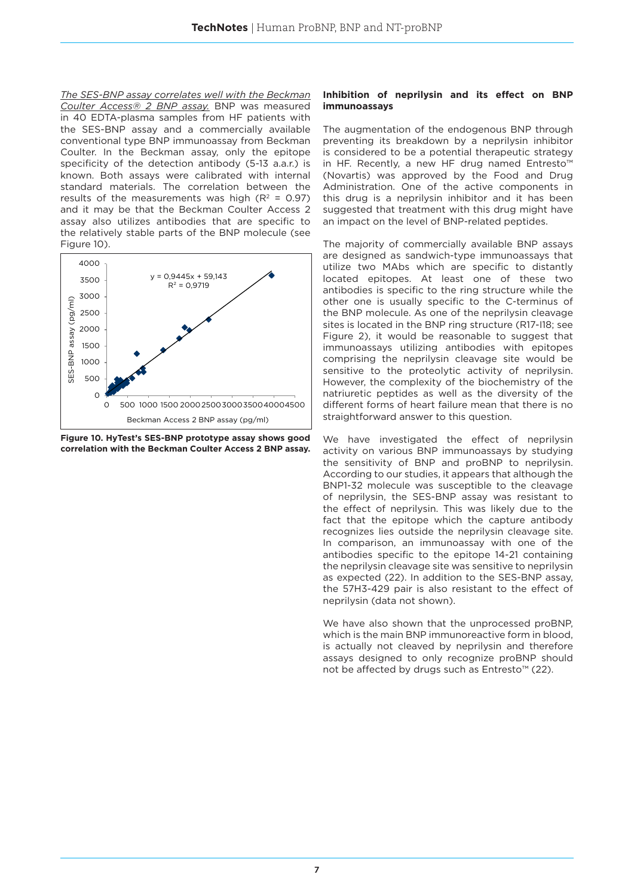*The SES-BNP assay correlates well with the Beckman Coulter Access® 2 BNP assay.* BNP was measured in 40 EDTA-plasma samples from HF patients with the SES-BNP assay and a commercially available conventional type BNP immunoassay from Beckman Coulter. In the Beckman assay, only the epitope specificity of the detection antibody (5-13 a.a.r.) is known. Both assays were calibrated with internal standard materials. The correlation between the results of the measurements was high ($R^2$ = 0.97) and it may be that the Beckman Coulter Access 2 assay also utilizes antibodies that are specific to the relatively stable parts of the BNP molecule (see Figure 10).

**Figure 10. HyTest's SES-BNP prototype assay shows good correlation with the Beckman Coulter Access 2 BNP assay.**

**Inhibition of neprilysin and its effect on BNP immunoassays**

The augmentation of the endogenous BNP through preventing its breakdown by a neprilysin inhibitor is considered to be a potential therapeutic strategy in HF. Recently, a new HF drug named Entresto™ (Novartis) was approved by the Food and Drug Administration. One of the active components in this drug is a neprilysin inhibitor and it has been suggested that treatment with this drug might have an impact on the level of BNP-related peptides.

The majority of commercially available BNP assays are designed as sandwich-type immunoassays that utilize two MAbs which are specific to distantly located epitopes. At least one of these two antibodies is specific to the ring structure while the other one is usually specific to the C-terminus of the BNP molecule. As one of the neprilysin cleavage sites is located in the BNP ring structure (R17-I18; see Figure 2), it would be reasonable to suggest that immunoassays utilizing antibodies with epitopes comprising the neprilysin cleavage site would be sensitive to the proteolytic activity of neprilysin. However, the complexity of the biochemistry of the natriuretic peptides as well as the diversity of the different forms of heart failure mean that there is no straightforward answer to this question.

We have investigated the effect of neprilysin activity on various BNP immunoassays by studying the sensitivity of BNP and proBNP to neprilysin. According to our studies, it appears that although the BNP1-32 molecule was susceptible to the cleavage of neprilysin, the SES-BNP assay was resistant to the effect of neprilysin. This was likely due to the fact that the epitope which the capture antibody recognizes lies outside the neprilysin cleavage site. In comparison, an immunoassay with one of the antibodies specific to the epitope 14-21 containing the neprilysin cleavage site was sensitive to neprilysin as expected (22). In addition to the SES-BNP assay, the 57H3-429 pair is also resistant to the effect of neprilysin (data not shown).

We have also shown that the unprocessed proBNP, which is the main BNP immunoreactive form in blood, is actually not cleaved by neprilysin and therefore assays designed to only recognize proBNP should not be affected by drugs such as Entresto™ (22).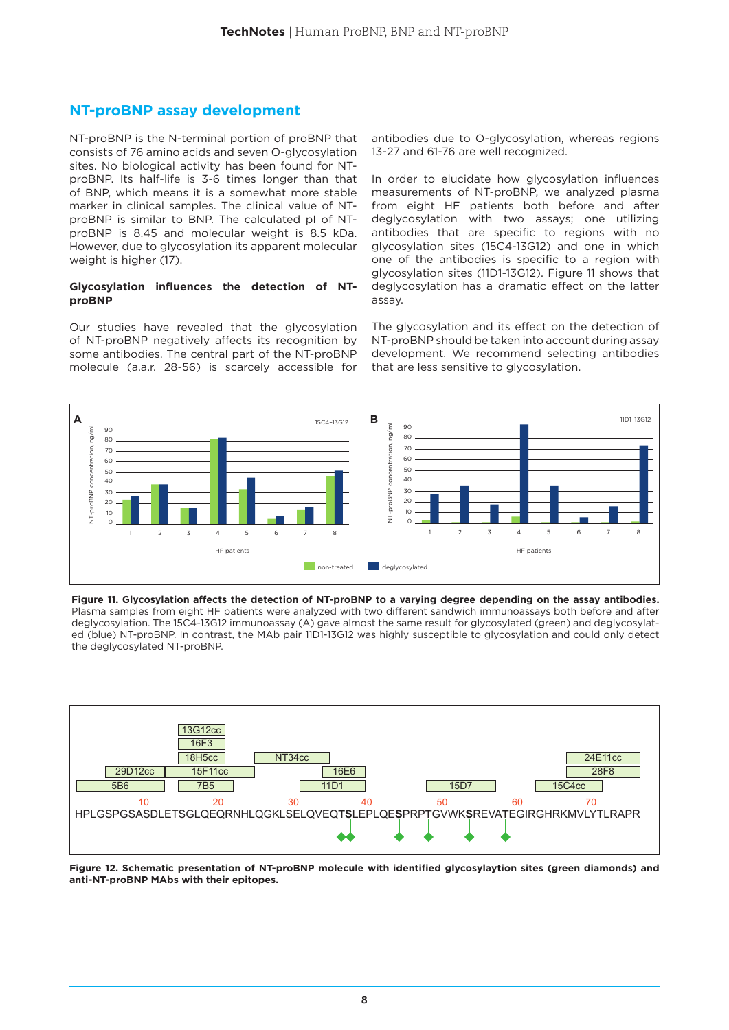## NT-proBNP assay development

NT-proBNP is the N-terminal portion of proBNP that consists of 76 amino acids and seven O-glycosylation sites. No biological activity has been found for NT-proBNP. Its half-life is 3-6 times longer than that of BNP, which means it is a somewhat more stable marker in clinical samples. The clinical value of NT-proBNP is similar to BNP. The calculated pI of NT-proBNP is 8.45 and molecular weight is 8.5 kDa. However, due to glycosylation its apparent molecular weight is higher (17).

### Glycosylation influences the detection of NT-proBNP

Our studies have revealed that the glycosylation of NT-proBNP negatively affects its recognition by some antibodies. The central part of the NT-proBNP molecule (a.a.r. 28-56) is scarcely accessible for antibodies due to O-glycosylation, whereas regions 13-27 and 61-76 are well recognized.

In order to elucidate how glycosylation influences measurements of NT-proBNP, we analyzed plasma from eight HF patients both before and after deglycosylation with two assays; one utilizing antibodies that are specific to regions with no glycosylation sites (15C4-13G12) and one in which one of the antibodies is specific to a region with glycosylation sites (11D1-13G12). Figure 11 shows that deglycosylation has a dramatic effect on the latter assay.

The glycosylation and its effect on the detection of NT-proBNP should be taken into account during assay development. We recommend selecting antibodies that are less sensitive to glycosylation.

**Figure 11. Glycosylation affects the detection of NT-proBNP to a varying degree depending on the assay antibodies.** Plasma samples from eight HF patients were analyzed with two different sandwich immunoassays both before and after deglycosylation. The 15C4-13G12 immunoassay (A) gave almost the same result for glycosylated (green) and deglycosylated (blue) NT-proBNP. In contrast, the MAb pair 11D1-13G12 was highly susceptible to glycosylation and could only detect the deglycosylated NT-proBNP.

**Figure 12. Schematic presentation of NT-proBNP molecule with identified glycosylaytion sites (green diamonds) and anti-NT-proBNP MAbs with their epitopes.**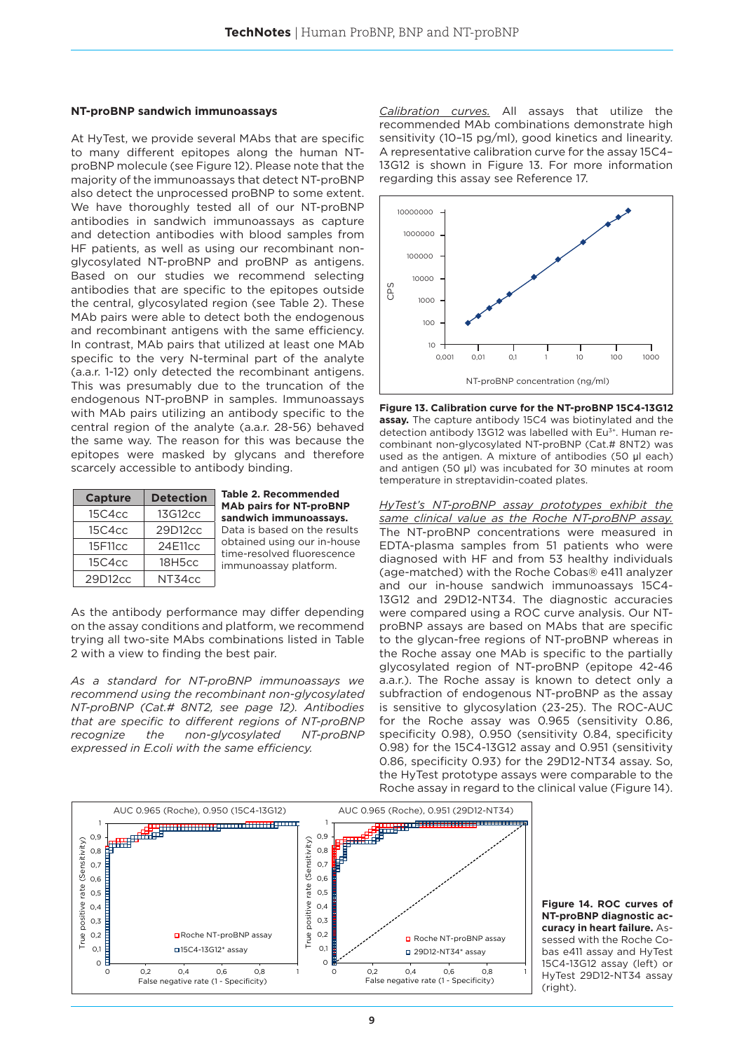### NT-proBNP sandwich immunoassays

At HyTest, we provide several MAbs that are specific to many different epitopes along the human NT-proBNP molecule (see Figure 12). Please note that the majority of the immunoassays that detect NT-proBNP also detect the unprocessed proBNP to some extent. We have thoroughly tested all of our NT-proBNP antibodies in sandwich immunoassays as capture and detection antibodies with blood samples from HF patients, as well as using our recombinant non-glycosylated NT-proBNP and proBNP as antigens. Based on our studies we recommend selecting antibodies that are specific to the epitopes outside the central, glycosylated region (see Table 2). These MAb pairs were able to detect both the endogenous and recombinant antigens with the same efficiency. In contrast, MAb pairs that utilized at least one MAb specific to the very N-terminal part of the analyte (a.a.r. 1-12) only detected the recombinant antigens. This was presumably due to the truncation of the endogenous NT-proBNP in samples. Immunoassays with MAb pairs utilizing an antibody specific to the central region of the analyte (a.a.r. 28-56) behaved the same way. The reason for this was because the epitopes were masked by glycans and therefore scarcely accessible to antibody binding.

| Capture | Detection |
|---|---|
| 15C4cc | 13G12cc |
| 15C4cc | 29D12cc |
| 15F11cc | 24E11cc |
| 15C4cc | 18H5cc |
| 29D12cc | NT34cc |

**Table 2. Recommended MAb pairs for NT-proBNP sandwich immunoassays.** Data is based on the results obtained using our in-house time-resolved fluorescence immunoassay platform.

As the antibody performance may differ depending on the assay conditions and platform, we recommend trying all two-site MAbs combinations listed in Table 2 with a view to finding the best pair.

*As a standard for NT-proBNP immunoassays we recommend using the recombinant non-glycosylated NT-proBNP (Cat.# 8NT2, see page 12). Antibodies that are specific to different regions of NT-proBNP recognize the non-glycosylated NT-proBNP expressed in E.coli with the same efficiency.*

Calibration curves. All assays that utilize the recommended MAb combinations demonstrate high sensitivity (10–15 pg/ml), good kinetics and linearity. A representative calibration curve for the assay 15C4–13G12 is shown in Figure 13. For more information regarding this assay see Reference 17.

**Figure 13. Calibration curve for the NT-proBNP 15C4-13G12 assay.** The capture antibody 15C4 was biotinylated and the detection antibody 13G12 was labelled with $Eu^{3+}$. Human recombinant non-glycosylated NT-proBNP (Cat.# 8NT2) was used as the antigen. A mixture of antibodies (50 µl each) and antigen (50 µl) was incubated for 30 minutes at room temperature in streptavidin-coated plates.

HyTest's NT-proBNP assay prototypes exhibit the same clinical value as the Roche NT-proBNP assay. The NT-proBNP concentrations were measured in EDTA-plasma samples from 51 patients who were diagnosed with HF and from 53 healthy individuals (age-matched) with the Roche Cobas® e411 analyzer and our in-house sandwich immunoassays 15C4-13G12 and 29D12-NT34. The diagnostic accuracies were compared using a ROC curve analysis. Our NT-proBNP assays are based on MAbs that are specific to the glycan-free regions of NT-proBNP whereas in the Roche assay one MAb is specific to the partially glycosylated region of NT-proBNP (epitope 42-46 a.a.r.). The Roche assay is known to detect only a subfraction of endogenous NT-proBNP as the assay is sensitive to glycosylation (23-25). The ROC-AUC for the Roche assay was 0.965 (sensitivity 0.86, specificity 0.98), 0.950 (sensitivity 0.84, specificity 0.98) for the 15C4-13G12 assay and 0.951 (sensitivity 0.86, specificity 0.93) for the 29D12-NT34 assay. So, the HyTest prototype assays were comparable to the Roche assay in regard to the clinical value (Figure 14).

**Figure 14. ROC curves of NT-proBNP diagnostic accuracy in heart failure.** Assessed with the Roche Cobas e411 assay and HyTest 15C4-13G12 assay (left) or HyTest 29D12-NT34 assay (right).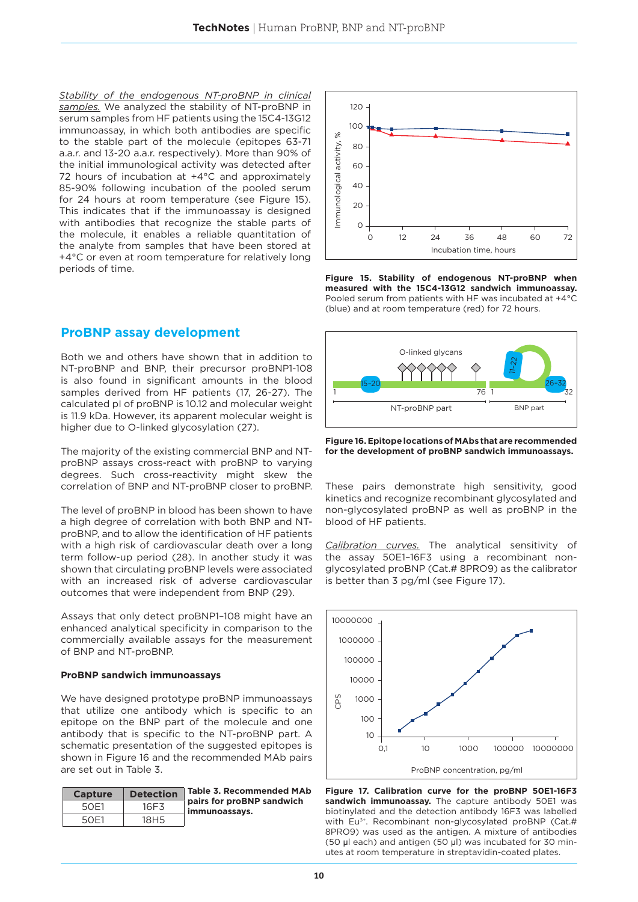*Stability of the endogenous NT-proBNP in clinical samples.* We analyzed the stability of NT-proBNP in serum samples from HF patients using the 15C4-13G12 immunoassay, in which both antibodies are specific to the stable part of the molecule (epitopes 63-71 a.a.r. and 13-20 a.a.r. respectively). More than 90% of the initial immunological activity was detected after 72 hours of incubation at +4°C and approximately 85-90% following incubation of the pooled serum for 24 hours at room temperature (see Figure 15). This indicates that if the immunoassay is designed with antibodies that recognize the stable parts of the molecule, it enables a reliable quantitation of the analyte from samples that have been stored at +4°C or even at room temperature for relatively long periods of time.

**Figure 15. Stability of endogenous NT-proBNP when measured with the 15C4-13G12 sandwich immunoassay.** Pooled serum from patients with HF was incubated at +4°C (blue) and at room temperature (red) for 72 hours.

## ProBNP assay development

Both we and others have shown that in addition to NT-proBNP and BNP, their precursor proBNP1-108 is also found in significant amounts in the blood samples derived from HF patients (17, 26-27). The calculated pI of proBNP is 10.12 and molecular weight is 11.9 kDa. However, its apparent molecular weight is higher due to O-linked glycosylation (27).

The majority of the existing commercial BNP and NT-proBNP assays cross-react with proBNP to varying degrees. Such cross-reactivity might skew the correlation of BNP and NT-proBNP closer to proBNP.

The level of proBNP in blood has been shown to have a high degree of correlation with both BNP and NT-proBNP, and to allow the identification of HF patients with a high risk of cardiovascular death over a long term follow-up period (28). In another study it was shown that circulating proBNP levels were associated with an increased risk of adverse cardiovascular outcomes that were independent from BNP (29).

Assays that only detect proBNP1–108 might have an enhanced analytical specificity in comparison to the commercially available assays for the measurement of BNP and NT-proBNP.

### ProBNP sandwich immunoassays

We have designed prototype proBNP immunoassays that utilize one antibody which is specific to an epitope on the BNP part of the molecule and one antibody that is specific to the NT-proBNP part. A schematic presentation of the suggested epitopes is shown in Figure 16 and the recommended MAb pairs are set out in Table 3.

| Capture | Detection |
|---|---|
| 50E1 | 16F3 |
| 50E1 | 18H5 |

**Table 3. Recommended MAb pairs for proBNP sandwich immunoassays.**

**Figure 16. Epitope locations of MAbs that are recommended for the development of proBNP sandwich immunoassays.**

These pairs demonstrate high sensitivity, good kinetics and recognize recombinant glycosylated and non-glycosylated proBNP as well as proBNP in the blood of HF patients.

*Calibration curves.* The analytical sensitivity of the assay 50E1–16F3 using a recombinant non-glycosylated proBNP (Cat.# 8PRO9) as the calibrator is better than 3 pg/ml (see Figure 17).

**Figure 17. Calibration curve for the proBNP 50E1-16F3 sandwich immunoassay.** The capture antibody 50E1 was biotinylated and the detection antibody 16F3 was labelled with $Eu^{3+}$. Recombinant non-glycosylated proBNP (Cat.# 8PRO9) was used as the antigen. A mixture of antibodies (50 µl each) and antigen (50 µl) was incubated for 30 minutes at room temperature in streptavidin-coated plates.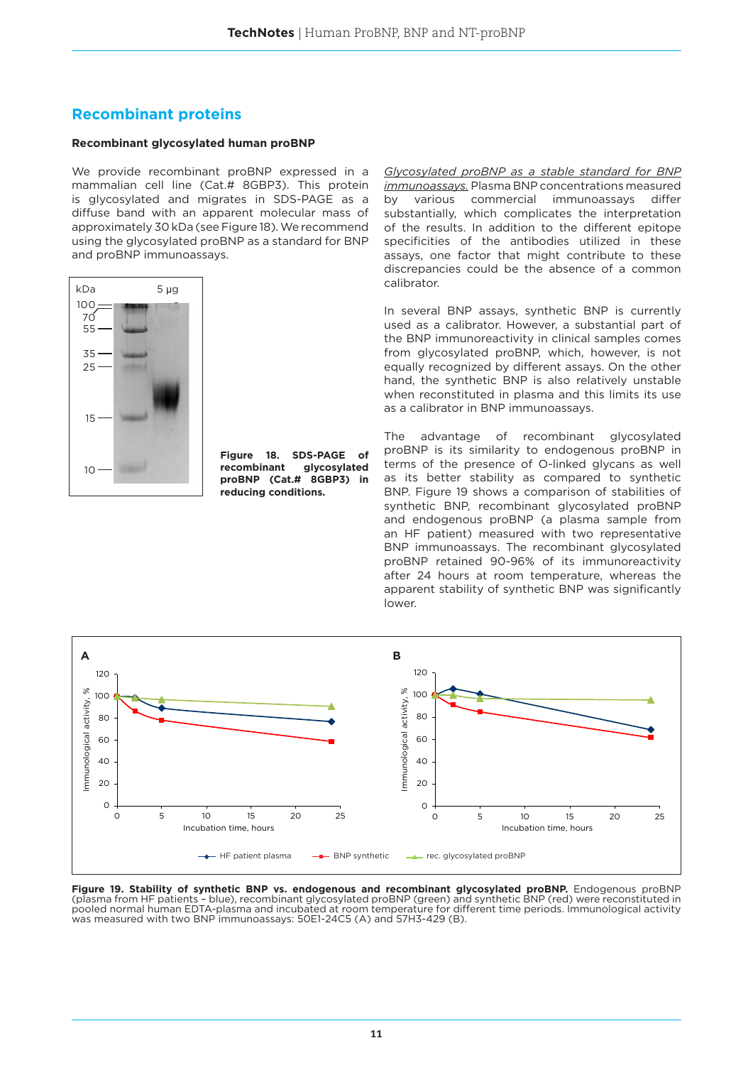## Recombinant proteins

### Recombinant glycosylated human proBNP

We provide recombinant proBNP expressed in a mammalian cell line (Cat.# 8GBP3). This protein is glycosylated and migrates in SDS-PAGE as a diffuse band with an apparent molecular mass of approximately 30 kDa (see Figure 18). We recommend using the glycosylated proBNP as a standard for BNP and proBNP immunoassays.

**Figure 18. SDS-PAGE of recombinant glycosylated proBNP (Cat.# 8GBP3) in reducing conditions.**

*Glycosylated proBNP as a stable standard for BNP immunoassays.* Plasma BNP concentrations measured by various commercial immunoassays differ substantially, which complicates the interpretation of the results. In addition to the different epitope specificities of the antibodies utilized in these assays, one factor that might contribute to these discrepancies could be the absence of a common calibrator.

In several BNP assays, synthetic BNP is currently used as a calibrator. However, a substantial part of the BNP immunoreactivity in clinical samples comes from glycosylated proBNP, which, however, is not equally recognized by different assays. On the other hand, the synthetic BNP is also relatively unstable when reconstituted in plasma and this limits its use as a calibrator in BNP immunoassays.

The advantage of recombinant glycosylated proBNP is its similarity to endogenous proBNP in terms of the presence of O-linked glycans as well as its better stability as compared to synthetic BNP. Figure 19 shows a comparison of stabilities of synthetic BNP, recombinant glycosylated proBNP and endogenous proBNP (a plasma sample from an HF patient) measured with two representative BNP immunoassays. The recombinant glycosylated proBNP retained 90-96% of its immunoreactivity after 24 hours at room temperature, whereas the apparent stability of synthetic BNP was significantly lower.

**Figure 19. Stability of synthetic BNP vs. endogenous and recombinant glycosylated proBNP.** Endogenous proBNP (plasma from HF patients – blue), recombinant glycosylated proBNP (green) and synthetic BNP (red) were reconstituted in pooled normal human EDTA-plasma and incubated at room temperature for different time periods. Immunological activity was measured with two BNP immunoassays: 50E1-24C5 (A) and 57H3-429 (B).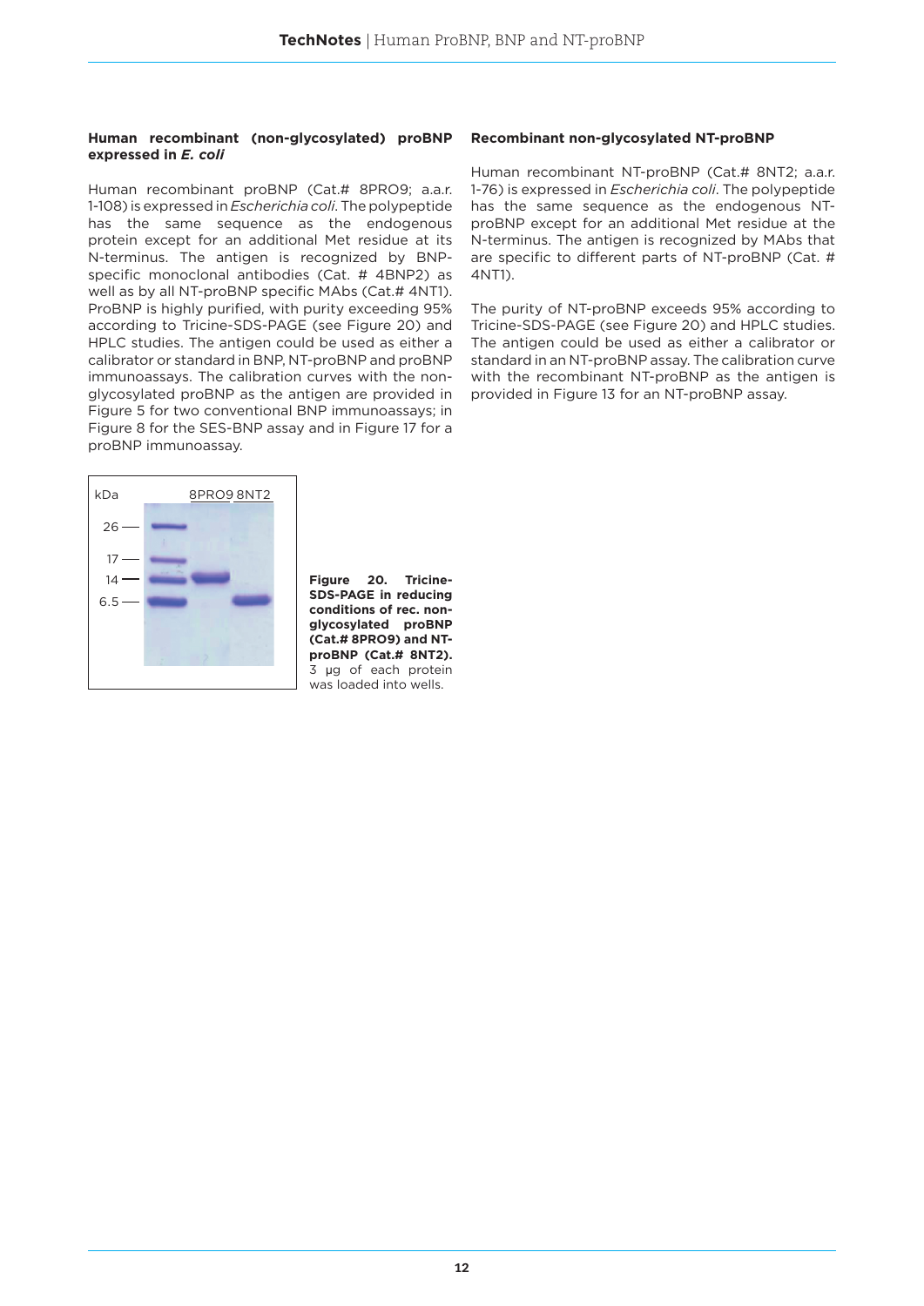### Human recombinant (non-glycosylated) proBNP expressed in *E. coli*

Human recombinant proBNP (Cat.# 8PRO9; a.a.r. 1-108) is expressed in *Escherichia coli*. The polypeptide has the same sequence as the endogenous protein except for an additional Met residue at its N-terminus. The antigen is recognized by BNP-specific monoclonal antibodies (Cat. # 4BNP2) as well as by all NT-proBNP specific MAbs (Cat.# 4NT1). ProBNP is highly purified, with purity exceeding 95% according to Tricine-SDS-PAGE (see Figure 20) and HPLC studies. The antigen could be used as either a calibrator or standard in BNP, NT-proBNP and proBNP immunoassays. The calibration curves with the non-glycosylated proBNP as the antigen are provided in Figure 5 for two conventional BNP immunoassays; in Figure 8 for the SES-BNP assay and in Figure 17 for a proBNP immunoassay.

**Figure 20. Tricine-SDS-PAGE in reducing conditions of rec. non-glycosylated proBNP (Cat.# 8PRO9) and NT-proBNP (Cat.# 8NT2).** 3 µg of each protein was loaded into wells.

### Recombinant non-glycosylated NT-proBNP

Human recombinant NT-proBNP (Cat.# 8NT2; a.a.r. 1-76) is expressed in *Escherichia coli*. The polypeptide has the same sequence as the endogenous NT-proBNP except for an additional Met residue at the N-terminus. The antigen is recognized by MAbs that are specific to different parts of NT-proBNP (Cat. # 4NT1).

The purity of NT-proBNP exceeds 95% according to Tricine-SDS-PAGE (see Figure 20) and HPLC studies. The antigen could be used as either a calibrator or standard in an NT-proBNP assay. The calibration curve with the recombinant NT-proBNP as the antigen is provided in Figure 13 for an NT-proBNP assay.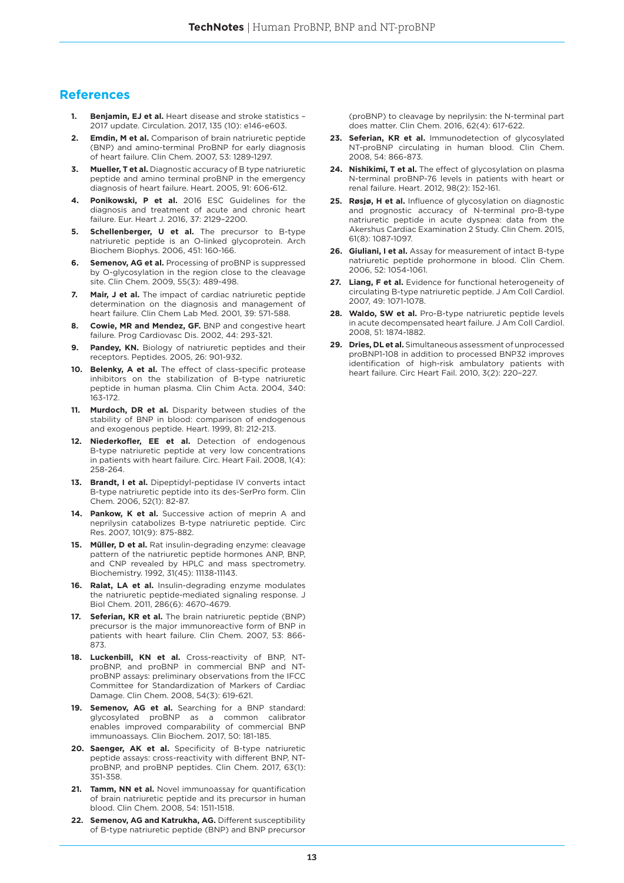## References

1. **Benjamin, EJ et al.** Heart disease and stroke statistics – 2017 update. Circulation. 2017, 135 (10): e146-e603.
2. **Emdin, M et al.** Comparison of brain natriuretic peptide (BNP) and amino-terminal ProBNP for early diagnosis of heart failure. Clin Chem. 2007, 53: 1289-1297.
3. **Mueller, T et al.** Diagnostic accuracy of B type natriuretic peptide and amino terminal proBNP in the emergency diagnosis of heart failure. Heart. 2005, 91: 606-612.
4. **Ponikowski, P et al.** 2016 ESC Guidelines for the diagnosis and treatment of acute and chronic heart failure. Eur. Heart J. 2016, 37: 2129–2200.
5. **Schellenberger, U et al.** The precursor to B-type natriuretic peptide is an O-linked glycoprotein. Arch Biochem Biophys. 2006, 451: 160-166.
6. **Semenov, AG et al.** Processing of proBNP is suppressed by O-glycosylation in the region close to the cleavage site. Clin Chem. 2009, 55(3): 489-498.
7. **Mair, J et al.** The impact of cardiac natriuretic peptide determination on the diagnosis and management of heart failure. Clin Chem Lab Med. 2001, 39: 571-588.
8. **Cowie, MR and Mendez, GF.** BNP and congestive heart failure. Prog Cardiovasc Dis. 2002, 44: 293-321.
9. **Pandey, KN.** Biology of natriuretic peptides and their receptors. Peptides. 2005, 26: 901-932.
10. **Belenky, A et al.** The effect of class-specific protease inhibitors on the stabilization of B-type natriuretic peptide in human plasma. Clin Chim Acta. 2004, 340: 163-172.
11. **Murdoch, DR et al.** Disparity between studies of the stability of BNP in blood: comparison of endogenous and exogenous peptide. Heart. 1999, 81: 212-213.
12. **Niederkofler, EE et al.** Detection of endogenous B-type natriuretic peptide at very low concentrations in patients with heart failure. Circ. Heart Fail. 2008, 1(4): 258-264.
13. **Brandt, I et al.** Dipeptidyl-peptidase IV converts intact B-type natriuretic peptide into its des-SerPro form. Clin Chem. 2006, 52(1): 82-87.
14. **Pankow, K et al.** Successive action of meprin A and neprilysin catabolizes B-type natriuretic peptide. Circ Res. 2007, 101(9): 875-882.
15. **Müller, D et al.** Rat insulin-degrading enzyme: cleavage pattern of the natriuretic peptide hormones ANP, BNP, and CNP revealed by HPLC and mass spectrometry. Biochemistry. 1992, 31(45): 11138-11143.
16. **Ralat, LA et al.** Insulin-degrading enzyme modulates the natriuretic peptide-mediated signaling response. J Biol Chem. 2011, 286(6): 4670-4679.
17. **Seferian, KR et al.** The brain natriuretic peptide (BNP) precursor is the major immunoreactive form of BNP in patients with heart failure. Clin Chem. 2007, 53: 866-873.
18. **Luckenbill, KN et al.** Cross-reactivity of BNP, NT-proBNP, and proBNP in commercial BNP and NT-proBNP assays: preliminary observations from the IFCC Committee for Standardization of Markers of Cardiac Damage. Clin Chem. 2008, 54(3): 619-621.
19. **Semenov, AG et al.** Searching for a BNP standard: glycosylated proBNP as a common calibrator enables improved comparability of commercial BNP immunoassays. Clin Biochem. 2017, 50: 181-185.
20. **Saenger, AK et al.** Specificity of B-type natriuretic peptide assays: cross-reactivity with different BNP, NT-proBNP, and proBNP peptides. Clin Chem. 2017, 63(1): 351-358.
21. **Tamm, NN et al.** Novel immunoassay for quantification of brain natriuretic peptide and its precursor in human blood. Clin Chem. 2008, 54: 1511-1518.
22. **Semenov, AG and Katrukha, AG.** Different susceptibility of B-type natriuretic peptide (BNP) and BNP precursor (proBNP) to cleavage by neprilysin: the N-terminal part does matter. Clin Chem. 2016, 62(4): 617-622.
23. **Seferian, KR et al.** Immunodetection of glycosylated NT-proBNP circulating in human blood. Clin Chem. 2008, 54: 866-873.
24. **Nishikimi, T et al.** The effect of glycosylation on plasma N-terminal proBNP-76 levels in patients with heart or renal failure. Heart. 2012, 98(2): 152-161.
25. **Røsjø, H et al.** Influence of glycosylation on diagnostic and prognostic accuracy of N-terminal pro-B-type natriuretic peptide in acute dyspnea: data from the Akershus Cardiac Examination 2 Study. Clin Chem. 2015, 61(8): 1087-1097.
26. **Giuliani, I et al.** Assay for measurement of intact B-type natriuretic peptide prohormone in blood. Clin Chem. 2006, 52: 1054-1061.
27. **Liang, F et al.** Evidence for functional heterogeneity of circulating B-type natriuretic peptide. J Am Coll Cardiol. 2007, 49: 1071-1078.
28. **Waldo, SW et al.** Pro-B-type natriuretic peptide levels in acute decompensated heart failure. J Am Coll Cardiol. 2008, 51: 1874-1882.
29. **Dries, DL et al.** Simultaneous assessment of unprocessed proBNP1-108 in addition to processed BNP32 improves identification of high-risk ambulatory patients with heart failure. Circ Heart Fail. 2010, 3(2): 220–227.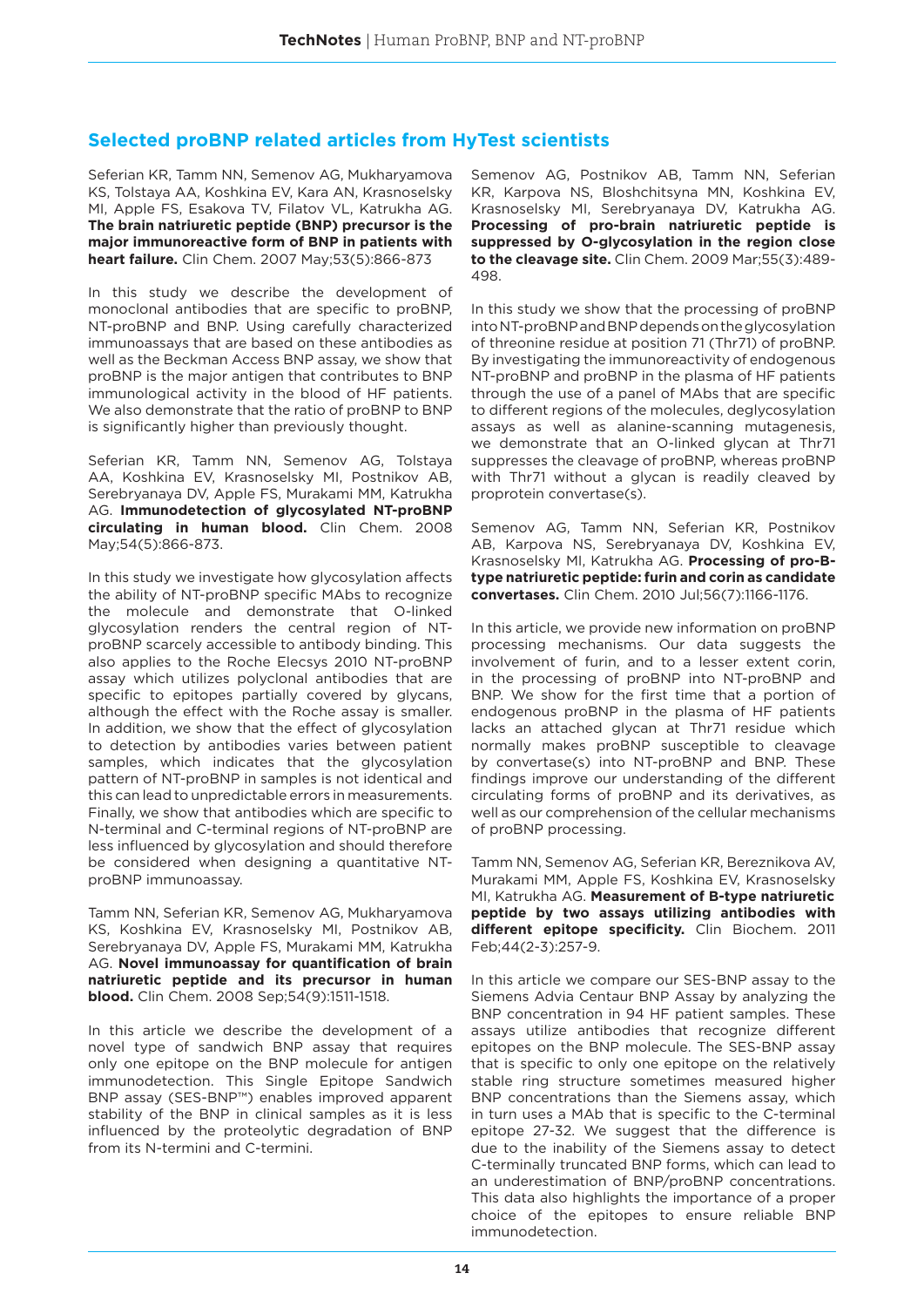## Selected proBNP related articles from HyTest scientists

Seferian KR, Tamm NN, Semenov AG, Mukharyamova KS, Tolstaya AA, Koshkina EV, Kara AN, Krasnoselsky MI, Apple FS, Esakova TV, Filatov VL, Katrukha AG. **The brain natriuretic peptide (BNP) precursor is the major immunoreactive form of BNP in patients with heart failure.** Clin Chem. 2007 May;53(5):866-873

In this study we describe the development of monoclonal antibodies that are specific to proBNP, NT-proBNP and BNP. Using carefully characterized immunoassays that are based on these antibodies as well as the Beckman Access BNP assay, we show that proBNP is the major antigen that contributes to BNP immunological activity in the blood of HF patients. We also demonstrate that the ratio of proBNP to BNP is significantly higher than previously thought.

Seferian KR, Tamm NN, Semenov AG, Tolstaya AA, Koshkina EV, Krasnoselsky MI, Postnikov AB, Serebryanaya DV, Apple FS, Murakami MM, Katrukha AG. **Immunodetection of glycosylated NT-proBNP circulating in human blood.** Clin Chem. 2008 May;54(5):866-873.

In this study we investigate how glycosylation affects the ability of NT-proBNP specific MAbs to recognize the molecule and demonstrate that O-linked glycosylation renders the central region of NT-proBNP scarcely accessible to antibody binding. This also applies to the Roche Elecsys 2010 NT-proBNP assay which utilizes polyclonal antibodies that are specific to epitopes partially covered by glycans, although the effect with the Roche assay is smaller. In addition, we show that the effect of glycosylation to detection by antibodies varies between patient samples, which indicates that the glycosylation pattern of NT-proBNP in samples is not identical and this can lead to unpredictable errors in measurements. Finally, we show that antibodies which are specific to N-terminal and C-terminal regions of NT-proBNP are less influenced by glycosylation and should therefore be considered when designing a quantitative NT-proBNP immunoassay.

Tamm NN, Seferian KR, Semenov AG, Mukharyamova KS, Koshkina EV, Krasnoselsky MI, Postnikov AB, Serebryanaya DV, Apple FS, Murakami MM, Katrukha AG. **Novel immunoassay for quantification of brain natriuretic peptide and its precursor in human blood.** Clin Chem. 2008 Sep;54(9):1511-1518.

In this article we describe the development of a novel type of sandwich BNP assay that requires only one epitope on the BNP molecule for antigen immunodetection. This Single Epitope Sandwich BNP assay (SES-BNP™) enables improved apparent stability of the BNP in clinical samples as it is less influenced by the proteolytic degradation of BNP from its N-termini and C-termini.

Semenov AG, Postnikov AB, Tamm NN, Seferian KR, Karpova NS, Bloshchitsyna MN, Koshkina EV, Krasnoselsky MI, Serebryanaya DV, Katrukha AG. **Processing of pro-brain natriuretic peptide is suppressed by O-glycosylation in the region close to the cleavage site.** Clin Chem. 2009 Mar;55(3):489-498.

In this study we show that the processing of proBNP into NT-proBNP and BNP depends on the glycosylation of threonine residue at position 71 (Thr71) of proBNP. By investigating the immunoreactivity of endogenous NT-proBNP and proBNP in the plasma of HF patients through the use of a panel of MAbs that are specific to different regions of the molecules, deglycosylation assays as well as alanine-scanning mutagenesis, we demonstrate that an O-linked glycan at Thr71 suppresses the cleavage of proBNP, whereas proBNP with Thr71 without a glycan is readily cleaved by proprotein convertase(s).

Semenov AG, Tamm NN, Seferian KR, Postnikov AB, Karpova NS, Serebryanaya DV, Koshkina EV, Krasnoselsky MI, Katrukha AG. **Processing of pro-B-type natriuretic peptide: furin and corin as candidate convertases.** Clin Chem. 2010 Jul;56(7):1166-1176.

In this article, we provide new information on proBNP processing mechanisms. Our data suggests the involvement of furin, and to a lesser extent corin, in the processing of proBNP into NT-proBNP and BNP. We show for the first time that a portion of endogenous proBNP in the plasma of HF patients lacks an attached glycan at Thr71 residue which normally makes proBNP susceptible to cleavage by convertase(s) into NT-proBNP and BNP. These findings improve our understanding of the different circulating forms of proBNP and its derivatives, as well as our comprehension of the cellular mechanisms of proBNP processing.

Tamm NN, Semenov AG, Seferian KR, Bereznikova AV, Murakami MM, Apple FS, Koshkina EV, Krasnoselsky MI, Katrukha AG. **Measurement of B-type natriuretic peptide by two assays utilizing antibodies with different epitope specificity.** Clin Biochem. 2011 Feb;44(2-3):257-9.

In this article we compare our SES-BNP assay to the Siemens Advia Centaur BNP Assay by analyzing the BNP concentration in 94 HF patient samples. These assays utilize antibodies that recognize different epitopes on the BNP molecule. The SES-BNP assay that is specific to only one epitope on the relatively stable ring structure sometimes measured higher BNP concentrations than the Siemens assay, which in turn uses a MAb that is specific to the C-terminal epitope 27-32. We suggest that the difference is due to the inability of the Siemens assay to detect C-terminally truncated BNP forms, which can lead to an underestimation of BNP/proBNP concentrations. This data also highlights the importance of a proper choice of the epitopes to ensure reliable BNP immunodetection.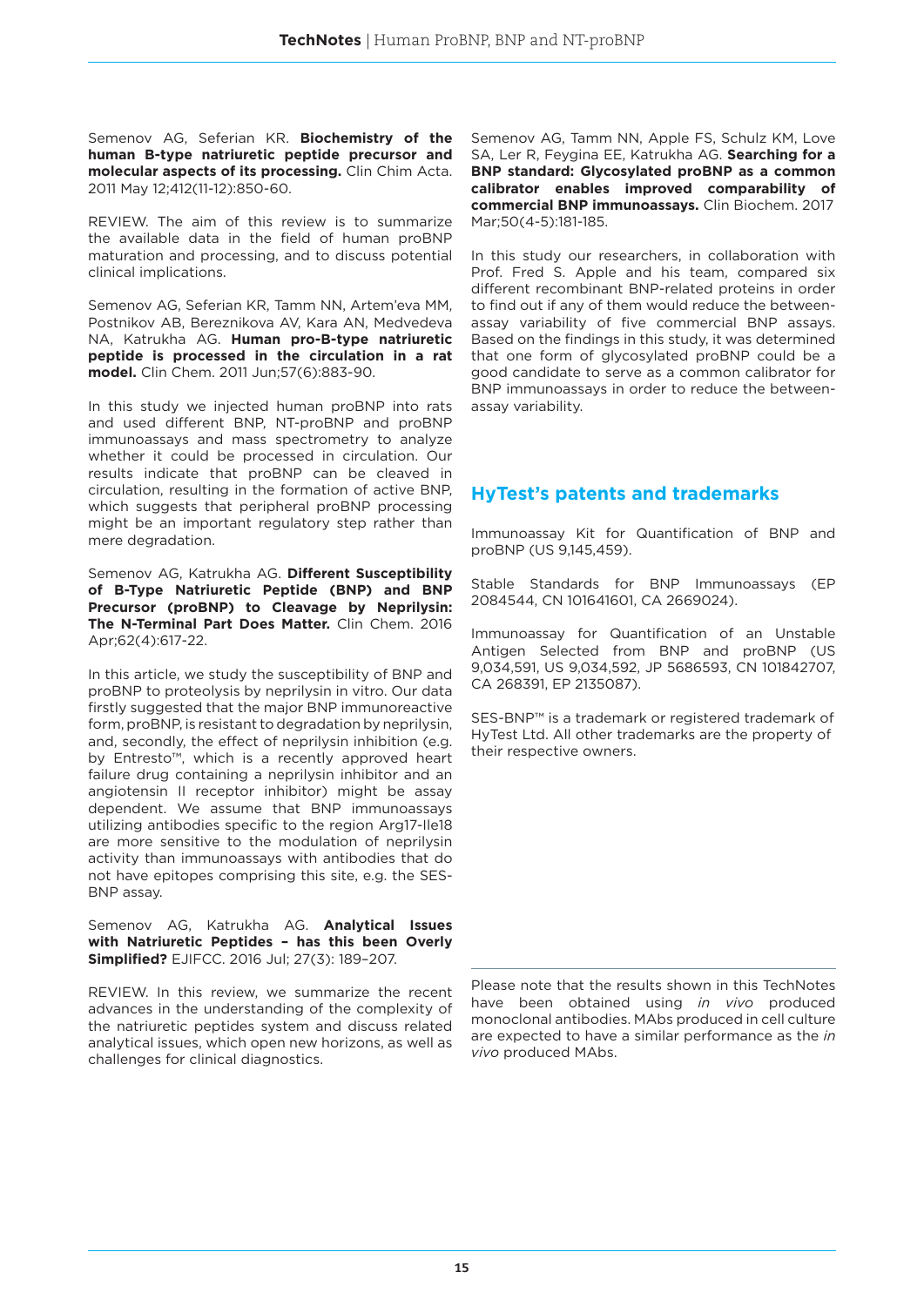Semenov AG, Seferian KR. **Biochemistry of the human B-type natriuretic peptide precursor and molecular aspects of its processing.** Clin Chim Acta. 2011 May 12;412(11-12):850-60.

REVIEW. The aim of this review is to summarize the available data in the field of human proBNP maturation and processing, and to discuss potential clinical implications.

Semenov AG, Seferian KR, Tamm NN, Artem'eva MM, Postnikov AB, Bereznikova AV, Kara AN, Medvedeva NA, Katrukha AG. **Human pro-B-type natriuretic peptide is processed in the circulation in a rat model.** Clin Chem. 2011 Jun;57(6):883-90.

In this study we injected human proBNP into rats and used different BNP, NT-proBNP and proBNP immunoassays and mass spectrometry to analyze whether it could be processed in circulation. Our results indicate that proBNP can be cleaved in circulation, resulting in the formation of active BNP, which suggests that peripheral proBNP processing might be an important regulatory step rather than mere degradation.

Semenov AG, Katrukha AG. **Different Susceptibility of B-Type Natriuretic Peptide (BNP) and BNP Precursor (proBNP) to Cleavage by Neprilysin: The N-Terminal Part Does Matter.** Clin Chem. 2016 Apr;62(4):617-22.

In this article, we study the susceptibility of BNP and proBNP to proteolysis by neprilysin in vitro. Our data firstly suggested that the major BNP immunoreactive form, proBNP, is resistant to degradation by neprilysin, and, secondly, the effect of neprilysin inhibition (e.g. by Entresto™, which is a recently approved heart failure drug containing a neprilysin inhibitor and an angiotensin II receptor inhibitor) might be assay dependent. We assume that BNP immunoassays utilizing antibodies specific to the region Arg17-Ile18 are more sensitive to the modulation of neprilysin activity than immunoassays with antibodies that do not have epitopes comprising this site, e.g. the SES-BNP assay.

Semenov AG, Katrukha AG. **Analytical Issues with Natriuretic Peptides – has this been Overly Simplified?** EJIFCC. 2016 Jul; 27(3): 189–207.

REVIEW. In this review, we summarize the recent advances in the understanding of the complexity of the natriuretic peptides system and discuss related analytical issues, which open new horizons, as well as challenges for clinical diagnostics.

Semenov AG, Tamm NN, Apple FS, Schulz KM, Love SA, Ler R, Feygina EE, Katrukha AG. **Searching for a BNP standard: Glycosylated proBNP as a common calibrator enables improved comparability of commercial BNP immunoassays.** Clin Biochem. 2017 Mar;50(4-5):181-185.

In this study our researchers, in collaboration with Prof. Fred S. Apple and his team, compared six different recombinant BNP-related proteins in order to find out if any of them would reduce the between-assay variability of five commercial BNP assays. Based on the findings in this study, it was determined that one form of glycosylated proBNP could be a good candidate to serve as a common calibrator for BNP immunoassays in order to reduce the between-assay variability.

## HyTest's patents and trademarks

Immunoassay Kit for Quantification of BNP and proBNP (US 9,145,459).

Stable Standards for BNP Immunoassays (EP 2084544, CN 101641601, CA 2669024).

Immunoassay for Quantification of an Unstable Antigen Selected from BNP and proBNP (US 9,034,591, US 9,034,592, JP 5686593, CN 101842707, CA 268391, EP 2135087).

SES-BNP™ is a trademark or registered trademark of HyTest Ltd. All other trademarks are the property of their respective owners.

Please note that the results shown in this TechNotes have been obtained using *in vivo* produced monoclonal antibodies. MAbs produced in cell culture are expected to have a similar performance as the *in vivo* produced MAbs.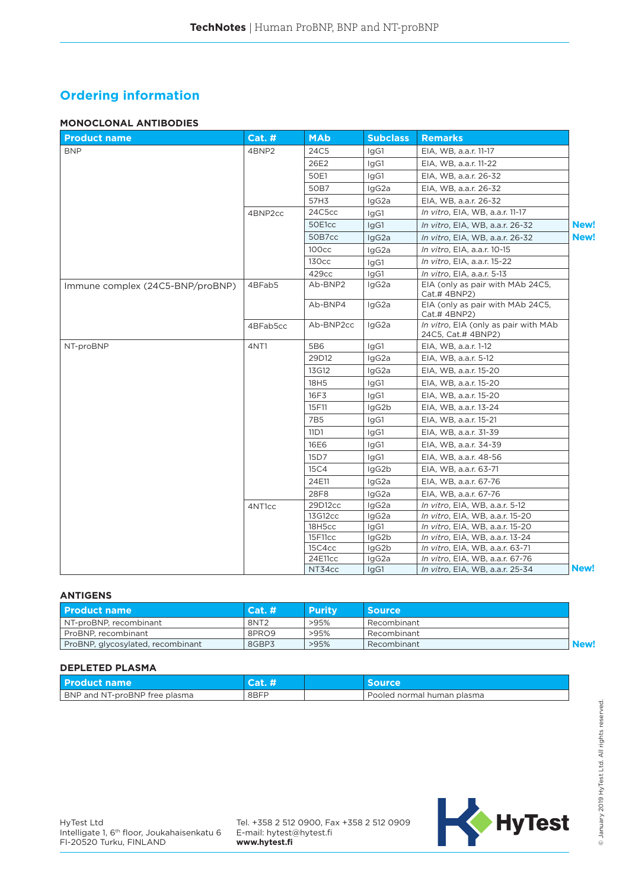## Ordering information

### MONOCLONAL ANTIBODIES

| Product name | Cat. # | MAb | Subclass | Remarks | |
|---|---|---|---|---|---|
| BNP | 4BNP2 | 24C5 | IgG1 | EIA, WB, a.a.r. 11-17 | |
| | | 26E2 | IgG1 | EIA, WB, a.a.r. 11-22 | |
| | | 50E1 | IgG1 | EIA, WB, a.a.r. 26-32 | |
| | | 50B7 | IgG2a | EIA, WB, a.a.r. 26-32 | |
| | | 57H3 | IgG2a | EIA, WB, a.a.r. 26-32 | |
| | 4BNP2cc | 24C5cc | IgG1 | *In vitro*, EIA, WB, a.a.r. 11-17 | |
| | | 50E1cc | IgG1 | *In vitro*, EIA, WB, a.a.r. 26-32 | New! |
| | | 50B7cc | IgG2a | *In vitro*, EIA, WB, a.a.r. 26-32 | New! |
| | | 100cc | IgG2a | *In vitro*, EIA, a.a.r. 10-15 | |
| | | 130cc | IgG1 | *In vitro*, EIA, a.a.r. 15-22 | |
| | | 429cc | IgG1 | *In vitro*, EIA, a.a.r. 5-13 | |
| Immune complex (24C5-BNP/proBNP) | 4BFab5 | Ab-BNP2 | IgG2a | EIA (only as pair with MAb 24C5, Cat.# 4BNP2) | |
| | | Ab-BNP4 | IgG2a | EIA (only as pair with MAb 24C5, Cat.# 4BNP2) | |
| | 4BFab5cc | Ab-BNP2cc | IgG2a | *In vitro*, EIA (only as pair with MAb 24C5, Cat.# 4BNP2) | |
| NT-proBNP | 4NT1 | 5B6 | IgG1 | EIA, WB, a.a.r. 1-12 | |
| | | 29D12 | IgG2a | EIA, WB, a.a.r. 5-12 | |
| | | 13G12 | IgG2a | EIA, WB, a.a.r. 15-20 | |
| | | 18H5 | IgG1 | EIA, WB, a.a.r. 15-20 | |
| | | 16F3 | IgG1 | EIA, WB, a.a.r. 15-20 | |
| | | 15F11 | IgG2b | EIA, WB, a.a.r. 13-24 | |
| | | 7B5 | IgG1 | EIA, WB, a.a.r. 15-21 | |
| | | 11D1 | IgG1 | EIA, WB, a.a.r. 31-39 | |
| | | 16E6 | IgG1 | EIA, WB, a.a.r. 34-39 | |
| | | 15D7 | IgG1 | EIA, WB, a.a.r. 48-56 | |
| | | 15C4 | IgG2b | EIA, WB, a.a.r. 63-71 | |
| | | 24E11 | IgG2a | EIA, WB, a.a.r. 67-76 | |
| | | 28F8 | IgG2a | EIA, WB, a.a.r. 67-76 | |
| | 4NT1cc | 29D12cc | IgG2a | *In vitro*, EIA, WB, a.a.r. 5-12 | |
| | | 13G12cc | IgG2a | *In vitro*, EIA, WB, a.a.r. 15-20 | |
| | | 18H5cc | IgG1 | *In vitro*, EIA, WB, a.a.r. 15-20 | |
| | | 15F11cc | IgG2b | *In vitro*, EIA, WB, a.a.r. 13-24 | |
| | | 15C4cc | IgG2b | *In vitro*, EIA, WB, a.a.r. 63-71 | |
| | | 24E11cc | IgG2a | *In vitro*, EIA, WB, a.a.r. 67-76 | |
| | | NT34cc | IgG1 | *In vitro*, EIA, WB, a.a.r. 25-34 | New! |

### ANTIGENS

| Product name | Cat. # | Purity | Source | |
|---|---|---|---|---|
| NT-proBNP, recombinant | 8NT2 | >95% | Recombinant | |
| ProBNP, recombinant | 8PRO9 | >95% | Recombinant | |
| ProBNP, glycosylated, recombinant | 8GBP3 | >95% | Recombinant | New! |

### DEPLETED PLASMA

| Product name | Cat. # | | Source |
|---|---|---|---|
| BNP and NT-proBNP free plasma | 8BFP | | Pooled normal human plasma |

HyTest Ltd
Intelligate 1, 6th floor, Joukahaisenkatu 6
FI-20520 Turku, FINLAND

Tel. +358 2 512 0900, Fax +358 2 512 0909
E-mail: hytest@hytest.fi
**www.hytest.fi**

© January 2019 HyTest Ltd. All rights reserved.